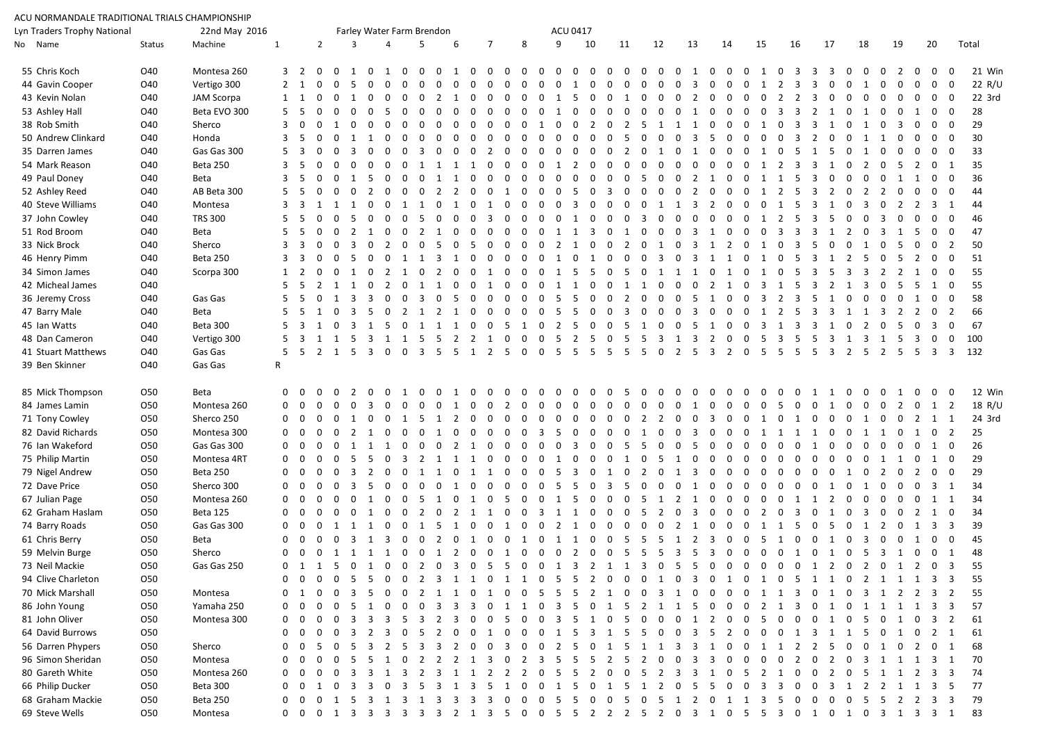ACU NORMANDALE TRADITIONAL TRIALS CHAMPIONSHIP

Lyn Traders Trophy National | 22nd May 2016 | Farley Water Farm Brendon | ACU 0417

| No | Name | Status | Machine | 1 | | 2 | | 3 | | 4 | | 5 | | 6 | | 7 | | 8 | | 9 | | 10 | | 11 | | 12 | | 13 | | 14 | | 15 | | 16 | | 17 | | 18 | | 19 | | 20 | | Total | |
|---|---|---|---|---|---|---|---|---|---|---|---|---|---|---|---|---|---|---|---|---|---|---|---|---|---|---|---|---|---|---|---|---|---|---|---|---|---|---|---|---|---|---|---|---|---|
| 55 | Chris Koch | O40 | Montesa 260 | 3 | 2 | 0 | 0 | 1 | 0 | 1 | 0 | 0 | 0 | 1 | 0 | 0 | 0 | 0 | 0 | 0 | 0 | 0 | 0 | 0 | 0 | 0 | 0 | 1 | 0 | 0 | 0 | 1 | 0 | 3 | 3 | 3 | 0 | 0 | 0 | 2 | 0 | 0 | 0 | 21 | Win |
| 44 | Gavin Cooper | O40 | Vertigo 300 | 2 | 1 | 0 | 0 | 5 | 0 | 0 | 0 | 0 | 0 | 0 | 0 | 0 | 0 | 0 | 0 | 0 | 1 | 0 | 0 | 0 | 0 | 0 | 0 | 3 | 0 | 0 | 0 | 1 | 2 | 3 | 3 | 0 | 0 | 1 | 0 | 0 | 0 | 0 | 0 | 22 | R/U |
| 43 | Kevin Nolan | O40 | JAM Scorpa | 1 | 1 | 0 | 0 | 1 | 0 | 0 | 0 | 0 | 0 | 2 | 1 | 0 | 0 | 0 | 0 | 1 | 5 | 0 | 0 | 1 | 0 | 0 | 0 | 2 | 0 | 0 | 0 | 0 | 0 | 2 | 2 | 3 | 0 | 0 | 0 | 0 | 0 | 0 | 0 | 22 | 3rd |
| 53 | Ashley Hall | O40 | Beta EVO 300 | 5 | 5 | 0 | 0 | 0 | 0 | 5 | 0 | 0 | 0 | 0 | 0 | 0 | 0 | 0 | 0 | 0 | 1 | 0 | 0 | 0 | 0 | 0 | 0 | 1 | 0 | 0 | 0 | 0 | 0 | 3 | 3 | 2 | 1 | 0 | 1 | 0 | 0 | 1 | 0 | 28 | |
| 38 | Rob Smith | O40 | Sherco | 3 | 0 | 0 | 1 | 0 | 0 | 0 | 0 | 0 | 0 | 0 | 0 | 0 | 0 | 0 | 0 | 1 | 0 | 0 | 2 | 0 | 2 | 5 | 1 | 1 | 1 | 0 | 0 | 1 | 0 | 3 | 3 | 1 | 0 | 1 | 0 | 3 | 0 | 0 | 0 | 29 | |
| 50 | Andrew Clinkard | O40 | Honda | 3 | 5 | 0 | 0 | 1 | 1 | 0 | 0 | 0 | 0 | 0 | 0 | 0 | 0 | 0 | 0 | 0 | 0 | 0 | 0 | 5 | 0 | 0 | 0 | 3 | 5 | 0 | 0 | 0 | 0 | 3 | 2 | 0 | 0 | 1 | 1 | 0 | 0 | 0 | 0 | 30 | |
| 35 | Darren James | O40 | Gas Gas 300 | 5 | 3 | 0 | 0 | 3 | 0 | 0 | 0 | 3 | 0 | 0 | 0 | 2 | 0 | 0 | 0 | 0 | 0 | 0 | 0 | 2 | 0 | 1 | 0 | 1 | 0 | 0 | 0 | 1 | 0 | 5 | 1 | 5 | 0 | 1 | 0 | 0 | 0 | 0 | 0 | 33 | |
| 54 | Mark Reason | O40 | Beta 250 | 3 | 5 | 0 | 0 | 0 | 0 | 0 | 0 | 1 | 1 | 1 | 1 | 0 | 0 | 0 | 0 | 1 | 2 | 0 | 0 | 0 | 0 | 0 | 0 | 0 | 0 | 0 | 0 | 1 | 2 | 3 | 3 | 1 | 0 | 2 | 0 | 5 | 2 | 0 | 1 | 35 | |
| 49 | Paul Doney | O40 | Beta | 3 | 5 | 0 | 0 | 1 | 5 | 0 | 0 | 0 | 1 | 1 | 0 | 0 | 0 | 0 | 0 | 0 | 0 | 0 | 0 | 0 | 0 | 5 | 0 | 0 | 2 | 1 | 0 | 1 | 1 | 5 | 3 | 0 | 0 | 0 | 0 | 1 | 1 | 0 | 0 | 36 | |
| 52 | Ashley Reed | O40 | AB Beta 300 | 5 | 5 | 0 | 0 | 0 | 2 | 0 | 0 | 0 | 2 | 2 | 0 | 0 | 1 | 0 | 0 | 0 | 5 | 0 | 3 | 0 | 0 | 0 | 0 | 2 | 0 | 0 | 0 | 1 | 2 | 5 | 3 | 2 | 0 | 2 | 2 | 0 | 0 | 0 | 0 | 44 | |
| 40 | Steve Williams | O40 | Montesa | 3 | 3 | 1 | 1 | 1 | 0 | 0 | 1 | 1 | 0 | 1 | 0 | 1 | 0 | 0 | 0 | 0 | 0 | 3 | 0 | 0 | 0 | 1 | 1 | 3 | 2 | 0 | 0 | 0 | 1 | 5 | 3 | 1 | 0 | 3 | 0 | 2 | 2 | 3 | 1 | 44 | |
| 37 | John Cowley | O40 | TRS 300 | 5 | 5 | 0 | 0 | 5 | 0 | 0 | 0 | 5 | 0 | 0 | 0 | 3 | 0 | 0 | 0 | 0 | 1 | 0 | 0 | 0 | 0 | 3 | 0 | 0 | 0 | 0 | 0 | 1 | 2 | 5 | 3 | 5 | 0 | 0 | 3 | 0 | 0 | 0 | 0 | 46 | |
| 51 | Rod Broom | O40 | Beta | 5 | 5 | 0 | 0 | 2 | 1 | 0 | 0 | 2 | 1 | 0 | 0 | 0 | 0 | 0 | 0 | 1 | 1 | 3 | 0 | 1 | 0 | 0 | 0 | 3 | 1 | 0 | 0 | 0 | 3 | 3 | 3 | 1 | 2 | 0 | 3 | 1 | 5 | 0 | 0 | 47 | |
| 33 | Nick Brock | O40 | Sherco | 3 | 3 | 0 | 0 | 3 | 0 | 2 | 0 | 0 | 5 | 0 | 5 | 0 | 0 | 0 | 0 | 2 | 1 | 0 | 0 | 2 | 0 | 1 | 0 | 3 | 1 | 2 | 0 | 1 | 0 | 3 | 5 | 0 | 0 | 1 | 0 | 5 | 0 | 0 | 2 | 50 | |
| 46 | Henry Pimm | O40 | Beta 250 | 3 | 3 | 0 | 0 | 5 | 0 | 0 | 1 | 1 | 3 | 1 | 0 | 0 | 0 | 0 | 0 | 1 | 0 | 1 | 0 | 0 | 3 | 0 | 3 | 1 | 1 | 0 | 0 | 1 | 0 | 5 | 3 | 1 | 2 | 5 | 0 | 5 | 2 | 0 | 0 | 51 | |
| 34 | Simon James | O40 | Scorpa 300 | 1 | 2 | 0 | 0 | 1 | 0 | 2 | 1 | 0 | 2 | 0 | 0 | 1 | 0 | 0 | 0 | 1 | 5 | 5 | 0 | 5 | 0 | 1 | 1 | 1 | 0 | 1 | 0 | 1 | 0 | 5 | 3 | 5 | 3 | 3 | 2 | 2 | 1 | 0 | 0 | 55 | |
| 42 | Micheal James | O40 | | 5 | 5 | 2 | 1 | 1 | 0 | 2 | 0 | 1 | 1 | 0 | 0 | 1 | 0 | 0 | 0 | 1 | 1 | 0 | 0 | 1 | 1 | 0 | 0 | 0 | 2 | 1 | 0 | 3 | 1 | 5 | 3 | 2 | 1 | 3 | 0 | 5 | 5 | 1 | 0 | 55 | |
| 36 | Jeremy Cross | O40 | Gas Gas | 5 | 5 | 0 | 1 | 3 | 3 | 0 | 0 | 3 | 0 | 5 | 0 | 0 | 0 | 0 | 0 | 5 | 5 | 0 | 0 | 2 | 0 | 0 | 0 | 5 | 1 | 0 | 0 | 3 | 2 | 3 | 5 | 1 | 0 | 0 | 0 | 0 | 1 | 0 | 0 | 58 | |
| 47 | Barry Male | O40 | Beta | 5 | 5 | 1 | 0 | 3 | 5 | 0 | 2 | 1 | 2 | 1 | 0 | 0 | 0 | 0 | 0 | 5 | 5 | 0 | 0 | 3 | 0 | 0 | 0 | 3 | 0 | 0 | 0 | 1 | 2 | 5 | 3 | 3 | 1 | 1 | 3 | 2 | 2 | 0 | 2 | 66 | |
| 45 | Ian Watts | O40 | Beta 300 | 5 | 3 | 1 | 0 | 3 | 1 | 5 | 0 | 1 | 1 | 1 | 0 | 0 | 5 | 1 | 0 | 2 | 5 | 0 | 0 | 5 | 1 | 0 | 0 | 5 | 1 | 0 | 0 | 3 | 1 | 3 | 3 | 1 | 0 | 2 | 0 | 5 | 0 | 3 | 0 | 67 | |
| 48 | Dan Cameron | O40 | Vertigo 300 | 5 | 3 | 1 | 1 | 5 | 3 | 1 | 1 | 5 | 5 | 2 | 2 | 1 | 0 | 0 | 0 | 5 | 2 | 5 | 0 | 5 | 5 | 3 | 1 | 3 | 2 | 0 | 0 | 5 | 3 | 5 | 5 | 3 | 1 | 3 | 1 | 5 | 3 | 0 | 0 | 100 | |
| 41 | Stuart Matthews | O40 | Gas Gas | 5 | 5 | 2 | 1 | 5 | 3 | 0 | 0 | 3 | 5 | 5 | 1 | 2 | 5 | 0 | 0 | 5 | 5 | 5 | 5 | 5 | 5 | 0 | 2 | 5 | 3 | 2 | 0 | 5 | 5 | 5 | 5 | 3 | 2 | 5 | 2 | 5 | 5 | 3 | 3 | 132 | |
| 39 | Ben Skinner | O40 | Gas Gas | R | | | | | | | | | | | | | | | | | | | | | | | | | | | | | | | | | | | | | | | | | |
| | | | | | | | | | | | | | | | | | | | | | | | | | | | | | | | | | | | | | | | | | | | | | |
| 85 | Mick Thompson | O50 | Beta | 0 | 0 | 0 | 0 | 2 | 0 | 0 | 1 | 0 | 0 | 1 | 0 | 0 | 0 | 0 | 0 | 0 | 0 | 0 | 0 | 5 | 0 | 0 | 0 | 0 | 0 | 0 | 0 | 0 | 0 | 0 | 0 | 1 | 1 | 0 | 0 | 1 | 0 | 0 | 0 | 12 | Win |
| 84 | James Lamin | O50 | Montesa 260 | 0 | 0 | 0 | 0 | 0 | 3 | 0 | 0 | 0 | 0 | 1 | 0 | 0 | 2 | 0 | 0 | 0 | 0 | 0 | 0 | 0 | 0 | 0 | 0 | 1 | 0 | 0 | 0 | 0 | 5 | 0 | 0 | 1 | 0 | 0 | 0 | 2 | 0 | 1 | 2 | 18 | R/U |
| 71 | Tony Cowley | O50 | Sherco 250 | 0 | 0 | 0 | 0 | 1 | 0 | 0 | 1 | 5 | 1 | 2 | 0 | 0 | 0 | 0 | 0 | 0 | 0 | 0 | 0 | 0 | 0 | 2 | 2 | 0 | 0 | 3 | 0 | 1 | 0 | 1 | 0 | 0 | 0 | 1 | 0 | 0 | 2 | 1 | 1 | 24 | 3rd |
| 82 | David Richards | O50 | Montesa 300 | 0 | 0 | 0 | 0 | 2 | 1 | 0 | 0 | 0 | 1 | 0 | 0 | 0 | 0 | 0 | 0 | 3 | 5 | 0 | 0 | 0 | 1 | 0 | 0 | 3 | 0 | 0 | 0 | 1 | 1 | 1 | 1 | 0 | 0 | 1 | 1 | 0 | 1 | 0 | 2 | 25 | |
| 76 | Ian Wakeford | O50 | Gas Gas 300 | 0 | 0 | 0 | 0 | 1 | 1 | 1 | 0 | 0 | 0 | 2 | 1 | 0 | 0 | 0 | 0 | 0 | 3 | 0 | 0 | 5 | 5 | 0 | 0 | 5 | 0 | 0 | 0 | 0 | 0 | 0 | 0 | 1 | 0 | 0 | 0 | 0 | 0 | 1 | 0 | 26 | |
| 75 | Philip Martin | O50 | Montesa 4RT | 0 | 0 | 0 | 0 | 5 | 5 | 0 | 3 | 2 | 1 | 1 | 1 | 0 | 0 | 0 | 0 | 1 | 0 | 0 | 0 | 1 | 0 | 5 | 1 | 0 | 0 | 0 | 0 | 0 | 0 | 0 | 0 | 0 | 0 | 0 | 1 | 1 | 0 | 1 | 0 | 29 | |
| 79 | Nigel Andrew | O50 | Beta 250 | 0 | 0 | 0 | 0 | 3 | 2 | 0 | 0 | 1 | 1 | 0 | 1 | 1 | 0 | 0 | 0 | 5 | 3 | 0 | 1 | 0 | 2 | 0 | 1 | 3 | 0 | 0 | 0 | 0 | 0 | 0 | 0 | 0 | 0 | 1 | 0 | 2 | 0 | 2 | 0 | 29 | |
| 72 | Dave Price | O50 | Sherco 300 | 0 | 0 | 0 | 0 | 3 | 5 | 0 | 0 | 0 | 0 | 1 | 0 | 0 | 0 | 0 | 0 | 5 | 5 | 0 | 3 | 5 | 0 | 0 | 0 | 1 | 0 | 0 | 0 | 0 | 0 | 0 | 0 | 1 | 0 | 1 | 0 | 0 | 0 | 3 | 1 | 34 | |
| 67 | Julian Page | O50 | Montesa 260 | 0 | 0 | 0 | 0 | 0 | 1 | 0 | 0 | 5 | 1 | 0 | 1 | 0 | 5 | 0 | 0 | 0 | 1 | 5 | 0 | 0 | 0 | 5 | 1 | 2 | 1 | 0 | 0 | 0 | 0 | 1 | 1 | 2 | 0 | 0 | 0 | 0 | 0 | 1 | 1 | 34 | |
| 62 | Graham Haslam | O50 | Beta 125 | 0 | 0 | 0 | 0 | 0 | 1 | 0 | 0 | 2 | 0 | 2 | 1 | 1 | 0 | 0 | 3 | 1 | 1 | 0 | 0 | 0 | 5 | 2 | 0 | 3 | 0 | 0 | 0 | 2 | 0 | 3 | 0 | 1 | 0 | 3 | 0 | 0 | 2 | 1 | 0 | 34 | |
| 74 | Barry Roads | O50 | Gas Gas 300 | 0 | 0 | 0 | 1 | 1 | 1 | 0 | 0 | 1 | 5 | 1 | 0 | 0 | 1 | 0 | 0 | 2 | 1 | 0 | 0 | 0 | 0 | 0 | 2 | 1 | 0 | 0 | 0 | 1 | 1 | 5 | 0 | 5 | 0 | 1 | 2 | 0 | 1 | 3 | 3 | 39 | |
| 61 | Chris Berry | O50 | Beta | 0 | 0 | 0 | 0 | 3 | 1 | 3 | 0 | 0 | 2 | 0 | 1 | 0 | 0 | 1 | 0 | 1 | 1 | 0 | 0 | 5 | 5 | 5 | 1 | 2 | 3 | 0 | 0 | 5 | 1 | 0 | 0 | 1 | 0 | 3 | 0 | 0 | 1 | 0 | 0 | 45 | |
| 59 | Melvin Burge | O50 | Sherco | 0 | 0 | 0 | 1 | 1 | 1 | 1 | 0 | 0 | 1 | 2 | 0 | 0 | 1 | 0 | 0 | 0 | 2 | 0 | 0 | 5 | 5 | 5 | 3 | 5 | 3 | 0 | 0 | 0 | 0 | 1 | 0 | 1 | 0 | 5 | 3 | 1 | 0 | 0 | 1 | 48 | |
| 73 | Neil Mackie | O50 | Gas Gas 250 | 0 | 1 | 1 | 5 | 0 | 1 | 0 | 0 | 2 | 0 | 3 | 0 | 5 | 5 | 0 | 0 | 1 | 3 | 2 | 1 | 1 | 3 | 0 | 5 | 5 | 0 | 0 | 0 | 0 | 0 | 0 | 1 | 2 | 0 | 2 | 0 | 1 | 2 | 0 | 3 | 55 | |
| 94 | Clive Charleton | O50 | | 0 | 0 | 0 | 0 | 5 | 5 | 0 | 0 | 2 | 3 | 1 | 1 | 0 | 1 | 1 | 0 | 5 | 5 | 2 | 0 | 0 | 0 | 0 | 1 | 3 | 0 | 1 | 0 | 1 | 0 | 5 | 1 | 1 | 0 | 2 | 1 | 1 | 1 | 3 | 3 | 55 | |
| 70 | Mick Marshall | O50 | Montesa | 0 | 1 | 0 | 0 | 3 | 5 | 0 | 0 | 2 | 1 | 1 | 0 | 1 | 0 | 0 | 5 | 5 | 5 | 2 | 1 | 0 | 0 | 3 | 1 | 0 | 0 | 0 | 0 | 1 | 1 | 3 | 0 | 1 | 0 | 3 | 1 | 2 | 2 | 3 | 2 | 55 | |
| 86 | John Young | O50 | Yamaha 250 | 0 | 0 | 0 | 0 | 5 | 1 | 0 | 0 | 0 | 3 | 3 | 3 | 0 | 1 | 1 | 0 | 3 | 5 | 0 | 1 | 5 | 2 | 1 | 1 | 5 | 0 | 0 | 0 | 2 | 1 | 3 | 0 | 1 | 0 | 1 | 1 | 1 | 1 | 3 | 3 | 57 | |
| 81 | John Oliver | O50 | Montesa 300 | 0 | 0 | 0 | 0 | 3 | 3 | 3 | 5 | 3 | 2 | 3 | 0 | 0 | 5 | 0 | 0 | 3 | 5 | 1 | 0 | 5 | 0 | 0 | 0 | 1 | 2 | 0 | 0 | 5 | 0 | 0 | 0 | 1 | 0 | 5 | 0 | 1 | 0 | 3 | 2 | 61 | |
| 64 | David Burrows | O50 | | 0 | 0 | 0 | 0 | 3 | 2 | 3 | 0 | 5 | 2 | 0 | 0 | 1 | 0 | 0 | 0 | 1 | 5 | 3 | 1 | 5 | 5 | 0 | 0 | 3 | 5 | 2 | 0 | 0 | 0 | 1 | 3 | 1 | 1 | 5 | 0 | 1 | 0 | 2 | 1 | 61 | |
| 56 | Darren Phypers | O50 | Sherco | 0 | 0 | 5 | 0 | 5 | 3 | 2 | 5 | 3 | 3 | 2 | 0 | 0 | 3 | 0 | 0 | 2 | 5 | 0 | 1 | 5 | 1 | 1 | 3 | 3 | 1 | 0 | 0 | 1 | 1 | 2 | 2 | 5 | 0 | 0 | 1 | 0 | 2 | 0 | 1 | 68 | |
| 96 | Simon Sheridan | O50 | Montesa | 0 | 0 | 0 | 0 | 5 | 5 | 1 | 0 | 2 | 2 | 2 | 1 | 3 | 0 | 2 | 3 | 5 | 5 | 5 | 2 | 5 | 2 | 0 | 0 | 3 | 3 | 0 | 0 | 0 | 0 | 2 | 0 | 2 | 0 | 3 | 1 | 1 | 1 | 3 | 1 | 70 | |
| 80 | Gareth White | O50 | Montesa 260 | 0 | 0 | 0 | 0 | 3 | 3 | 1 | 3 | 2 | 3 | 1 | 1 | 2 | 2 | 2 | 0 | 5 | 5 | 2 | 0 | 0 | 5 | 2 | 3 | 3 | 1 | 0 | 5 | 2 | 1 | 0 | 0 | 2 | 0 | 5 | 1 | 1 | 2 | 3 | 3 | 74 | |
| 66 | Philip Ducker | O50 | Beta 300 | 0 | 0 | 1 | 0 | 3 | 0 | 3 | 5 | 3 | 1 | 1 | 3 | 5 | 1 | 0 | 0 | 1 | 5 | 0 | 1 | 5 | 1 | 2 | 0 | 5 | 5 | 0 | 0 | 3 | 3 | 0 | 0 | 3 | 1 | 2 | 2 | 1 | 1 | 3 | 5 | 77 | |
| 68 | Graham Mackie | O50 | Beta 250 | 0 | 0 | 0 | 1 | 5 | 3 | 1 | 3 | 1 | 3 | 3 | 3 | 3 | 0 | 0 | 0 | 5 | 5 | 0 | 0 | 5 | 0 | 5 | 1 | 2 | 0 | 1 | 1 | 3 | 5 | 0 | 0 | 0 | 0 | 5 | 5 | 2 | 2 | 3 | 3 | 79 | |
| 69 | Steve Wells | O50 | Montesa | 0 | 0 | 0 | 1 | 3 | 3 | 3 | 3 | 3 | 3 | 2 | 1 | 3 | 5 | 0 | 0 | 5 | 5 | 2 | 2 | 2 | 5 | 2 | 0 | 3 | 1 | 0 | 5 | 5 | 3 | 0 | 1 | 0 | 1 | 0 | 3 | 1 | 3 | 3 | 1 | 83 | |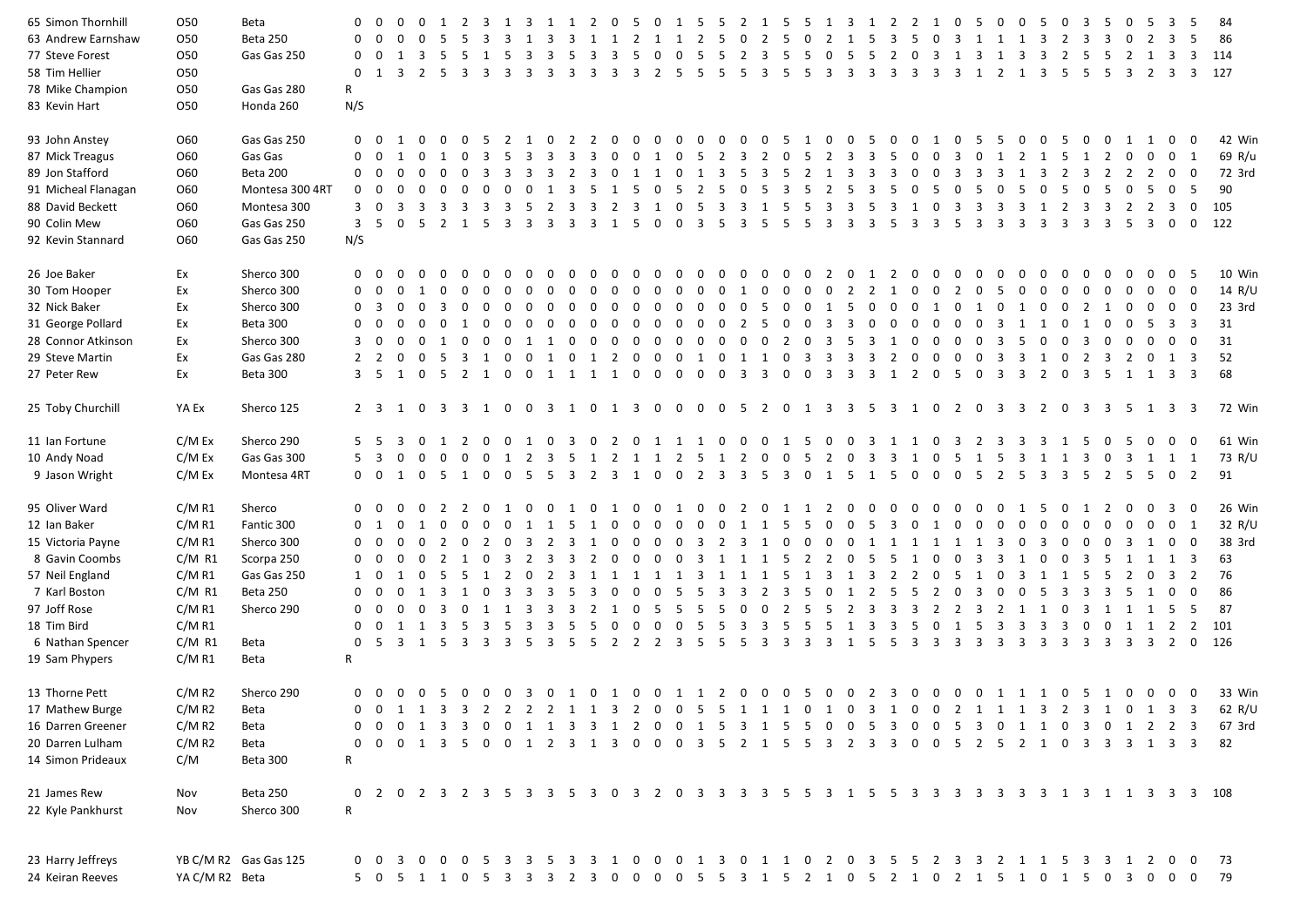| | | | | | | | | | | | | | | | | | | | | | | | | | | | | | | | | | | | | | | | | | | | | |
|---|---|---|---|---|---|---|---|---|---|---|---|---|---|---|---|---|---|---|---|---|---|---|---|---|---|---|---|---|---|---|---|---|---|---|---|---|---|---|---|---|---|---|---|---|
| 65 Simon Thornhill | O50 | Beta | 0 | 0 | 0 | 0 | 1 | 2 | 3 | 1 | 3 | 1 | 1 | 2 | 0 | 5 | 0 | 1 | 5 | 5 | 2 | 1 | 5 | 5 | 1 | 3 | 1 | 2 | 2 | 1 | 0 | 5 | 0 | 0 | 5 | 0 | 3 | 5 | 0 | 5 | 3 | 5 | 84 | |
| 63 Andrew Earnshaw | O50 | Beta 250 | 0 | 0 | 0 | 0 | 5 | 5 | 3 | 3 | 1 | 3 | 3 | 1 | 1 | 2 | 1 | 1 | 2 | 5 | 0 | 2 | 5 | 0 | 2 | 1 | 5 | 3 | 5 | 0 | 3 | 1 | 1 | 1 | 3 | 2 | 3 | 3 | 0 | 2 | 3 | 5 | 86 | |
| 77 Steve Forest | O50 | Gas Gas 250 | 0 | 0 | 1 | 3 | 5 | 5 | 1 | 5 | 3 | 3 | 5 | 3 | 3 | 5 | 0 | 0 | 5 | 5 | 2 | 3 | 5 | 5 | 0 | 5 | 5 | 2 | 0 | 3 | 1 | 3 | 1 | 3 | 3 | 2 | 5 | 5 | 2 | 1 | 3 | 3 | 114 | |
| 58 Tim Hellier | O50 | | 0 | 1 | 3 | 2 | 5 | 3 | 3 | 3 | 3 | 3 | 3 | 3 | 3 | 3 | 2 | 5 | 5 | 5 | 5 | 3 | 5 | 5 | 3 | 3 | 3 | 3 | 3 | 3 | 3 | 1 | 2 | 1 | 3 | 5 | 5 | 5 | 3 | 2 | 3 | 3 | 127 | |
| 78 Mike Champion | O50 | Gas Gas 280 | R | | | | | | | | | | | | | | | | | | | | | | | | | | | | | | | | | | | | | | | | | |
| 83 Kevin Hart | O50 | Honda 260 | N/S | | | | | | | | | | | | | | | | | | | | | | | | | | | | | | | | | | | | | | | | | |
| 93 John Anstey | O60 | Gas Gas 250 | 0 | 0 | 1 | 0 | 0 | 0 | 5 | 2 | 1 | 0 | 2 | 2 | 0 | 0 | 0 | 0 | 0 | 0 | 0 | 0 | 5 | 1 | 0 | 0 | 5 | 0 | 0 | 1 | 0 | 5 | 5 | 0 | 0 | 5 | 0 | 0 | 1 | 1 | 0 | 0 | 42 | Win |
| 87 Mick Treagus | O60 | Gas Gas | 0 | 0 | 1 | 0 | 1 | 0 | 3 | 5 | 3 | 3 | 3 | 3 | 0 | 0 | 1 | 0 | 5 | 2 | 3 | 2 | 0 | 5 | 2 | 3 | 3 | 5 | 0 | 0 | 3 | 0 | 1 | 2 | 1 | 5 | 1 | 2 | 0 | 0 | 0 | 1 | 69 | R/u |
| 89 Jon Stafford | O60 | Beta 200 | 0 | 0 | 0 | 0 | 0 | 0 | 3 | 3 | 3 | 3 | 2 | 3 | 0 | 1 | 1 | 0 | 1 | 3 | 5 | 3 | 5 | 2 | 1 | 3 | 3 | 3 | 0 | 0 | 3 | 3 | 3 | 1 | 3 | 2 | 3 | 2 | 2 | 2 | 0 | 0 | 72 | 3rd |
| 91 Micheal Flanagan | O60 | Montesa 300 4RT | 0 | 0 | 0 | 0 | 0 | 0 | 0 | 0 | 0 | 0 | 1 | 3 | 5 | 1 | 5 | 0 | 5 | 2 | 5 | 0 | 5 | 3 | 5 | 2 | 5 | 3 | 5 | 0 | 5 | 0 | 5 | 0 | 5 | 0 | 5 | 0 | 5 | 0 | 5 | 5 | 90 | |
| 88 David Beckett | O60 | Montesa 300 | 3 | 0 | 3 | 3 | 3 | 3 | 3 | 3 | 5 | 2 | 3 | 3 | 2 | 3 | 1 | 0 | 5 | 3 | 3 | 1 | 5 | 5 | 3 | 3 | 5 | 3 | 1 | 0 | 3 | 3 | 3 | 3 | 1 | 2 | 3 | 3 | 2 | 2 | 3 | 0 | 105 | |
| 90 Colin Mew | O60 | Gas Gas 250 | 3 | 5 | 0 | 5 | 2 | 1 | 5 | 3 | 3 | 3 | 3 | 3 | 1 | 5 | 0 | 0 | 3 | 5 | 3 | 5 | 5 | 5 | 3 | 3 | 3 | 5 | 3 | 3 | 5 | 3 | 3 | 3 | 3 | 3 | 3 | 3 | 5 | 3 | 0 | 0 | 122 | |
| 92 Kevin Stannard | O60 | Gas Gas 250 | N/S | | | | | | | | | | | | | | | | | | | | | | | | | | | | | | | | | | | | | | | | | |
| 26 Joe Baker | Ex | Sherco 300 | 0 | 0 | 0 | 0 | 0 | 0 | 0 | 0 | 0 | 0 | 0 | 0 | 0 | 0 | 0 | 0 | 0 | 0 | 0 | 0 | 0 | 0 | 2 | 0 | 1 | 2 | 0 | 0 | 0 | 0 | 0 | 0 | 0 | 0 | 0 | 0 | 0 | 0 | 0 | 5 | 10 | Win |
| 30 Tom Hooper | Ex | Sherco 300 | 0 | 0 | 0 | 1 | 0 | 0 | 0 | 0 | 0 | 0 | 0 | 0 | 0 | 0 | 0 | 0 | 0 | 0 | 0 | 0 | 1 | 0 | 0 | 0 | 0 | 2 | 2 | 1 | 0 | 0 | 2 | 0 | 5 | 0 | 0 | 0 | 0 | 0 | 0 | 0 | 14 | R/U |
| 32 Nick Baker | Ex | Sherco 300 | 0 | 3 | 0 | 0 | 3 | 0 | 0 | 0 | 0 | 0 | 0 | 0 | 0 | 0 | 0 | 0 | 0 | 0 | 0 | 5 | 0 | 0 | 1 | 5 | 0 | 0 | 0 | 1 | 0 | 1 | 0 | 1 | 0 | 0 | 2 | 1 | 0 | 0 | 0 | 0 | 23 | 3rd |
| 31 George Pollard | Ex | Beta 300 | 0 | 0 | 0 | 0 | 0 | 1 | 0 | 0 | 0 | 0 | 0 | 0 | 0 | 0 | 0 | 0 | 0 | 0 | 2 | 5 | 0 | 0 | 3 | 3 | 0 | 0 | 0 | 0 | 0 | 0 | 3 | 1 | 1 | 0 | 1 | 0 | 0 | 5 | 3 | 3 | 31 | |
| 28 Connor Atkinson | Ex | Sherco 300 | 3 | 0 | 0 | 0 | 1 | 0 | 0 | 0 | 1 | 1 | 0 | 0 | 0 | 0 | 0 | 0 | 0 | 0 | 0 | 2 | 0 | 3 | 5 | 3 | 1 | 0 | 0 | 0 | 0 | 0 | 3 | 5 | 0 | 0 | 3 | 0 | 0 | 0 | 0 | 0 | 31 | |
| 29 Steve Martin | Ex | Gas Gas 280 | 2 | 2 | 0 | 0 | 5 | 3 | 1 | 0 | 0 | 1 | 0 | 1 | 2 | 0 | 0 | 0 | 1 | 0 | 1 | 1 | 0 | 3 | 3 | 3 | 3 | 2 | 0 | 0 | 0 | 0 | 3 | 3 | 1 | 0 | 2 | 3 | 2 | 0 | 1 | 3 | 52 | |
| 27 Peter Rew | Ex | Beta 300 | 3 | 5 | 1 | 0 | 5 | 2 | 1 | 0 | 0 | 1 | 1 | 1 | 1 | 0 | 0 | 0 | 0 | 0 | 3 | 3 | 0 | 0 | 3 | 3 | 3 | 1 | 2 | 0 | 5 | 0 | 3 | 3 | 2 | 0 | 3 | 5 | 1 | 1 | 3 | 3 | 68 | |
| 25 Toby Churchill | YA Ex | Sherco 125 | 2 | 3 | 1 | 0 | 3 | 3 | 1 | 0 | 0 | 3 | 1 | 0 | 1 | 3 | 0 | 0 | 0 | 0 | 5 | 2 | 0 | 1 | 3 | 3 | 5 | 3 | 1 | 0 | 2 | 0 | 3 | 3 | 2 | 0 | 3 | 3 | 5 | 1 | 3 | 3 | 72 | Win |
| 11 Ian Fortune | C/M Ex | Sherco 290 | 5 | 5 | 3 | 0 | 1 | 2 | 0 | 0 | 1 | 0 | 3 | 0 | 2 | 0 | 1 | 1 | 1 | 0 | 0 | 0 | 1 | 5 | 0 | 0 | 3 | 1 | 1 | 0 | 3 | 2 | 3 | 3 | 3 | 1 | 5 | 0 | 5 | 0 | 0 | 0 | 61 | Win |
| 10 Andy Noad | C/M Ex | Gas Gas 300 | 5 | 3 | 0 | 0 | 0 | 0 | 0 | 1 | 2 | 3 | 5 | 1 | 2 | 1 | 1 | 2 | 5 | 1 | 2 | 0 | 0 | 5 | 2 | 0 | 3 | 3 | 1 | 0 | 5 | 1 | 5 | 3 | 1 | 1 | 3 | 0 | 3 | 1 | 1 | 1 | 73 | R/U |
| 9 Jason Wright | C/M Ex | Montesa 4RT | 0 | 0 | 1 | 0 | 5 | 1 | 0 | 0 | 5 | 5 | 3 | 2 | 3 | 1 | 0 | 0 | 2 | 3 | 3 | 5 | 3 | 0 | 1 | 5 | 1 | 5 | 0 | 0 | 0 | 5 | 2 | 5 | 3 | 3 | 5 | 2 | 5 | 5 | 0 | 2 | 91 | |
| 95 Oliver Ward | C/M R1 | Sherco | 0 | 0 | 0 | 0 | 2 | 2 | 0 | 1 | 0 | 0 | 1 | 0 | 1 | 0 | 0 | 1 | 0 | 0 | 2 | 0 | 1 | 1 | 2 | 0 | 0 | 0 | 0 | 0 | 0 | 0 | 0 | 1 | 5 | 0 | 1 | 2 | 0 | 0 | 3 | 0 | 26 | Win |
| 12 Ian Baker | C/M R1 | Fantic 300 | 0 | 1 | 0 | 1 | 0 | 0 | 0 | 0 | 1 | 1 | 5 | 1 | 0 | 0 | 0 | 0 | 0 | 0 | 1 | 1 | 5 | 5 | 0 | 0 | 5 | 3 | 0 | 1 | 0 | 0 | 0 | 0 | 0 | 0 | 0 | 0 | 0 | 0 | 0 | 1 | 32 | R/U |
| 15 Victoria Payne | C/M R1 | Sherco 300 | 0 | 0 | 0 | 0 | 2 | 0 | 2 | 0 | 3 | 2 | 3 | 1 | 0 | 0 | 0 | 0 | 3 | 2 | 3 | 1 | 0 | 0 | 0 | 0 | 1 | 1 | 1 | 1 | 1 | 1 | 3 | 0 | 3 | 0 | 0 | 0 | 3 | 1 | 0 | 0 | 38 | 3rd |
| 8 Gavin Coombs | C/M R1 | Scorpa 250 | 0 | 0 | 0 | 0 | 2 | 1 | 0 | 3 | 2 | 3 | 3 | 2 | 0 | 0 | 0 | 0 | 3 | 1 | 1 | 1 | 5 | 2 | 2 | 0 | 5 | 5 | 1 | 0 | 0 | 3 | 3 | 1 | 0 | 0 | 3 | 5 | 1 | 1 | 1 | 3 | 63 | |
| 57 Neil England | C/M R1 | Gas Gas 250 | 1 | 0 | 1 | 0 | 5 | 5 | 1 | 2 | 0 | 2 | 3 | 1 | 1 | 1 | 1 | 1 | 3 | 1 | 1 | 1 | 5 | 1 | 3 | 1 | 3 | 2 | 2 | 0 | 5 | 1 | 0 | 3 | 1 | 1 | 5 | 5 | 2 | 0 | 3 | 2 | 76 | |
| 7 Karl Boston | C/M R1 | Beta 250 | 0 | 0 | 0 | 1 | 3 | 1 | 0 | 3 | 3 | 5 | 3 | 0 | 0 | 0 | 5 | 5 | 3 | 3 | 2 | 3 | 5 | 0 | 1 | 2 | 5 | 5 | 2 | 0 | 3 | 0 | 0 | 5 | 3 | 3 | 3 | 3 | 5 | 1 | 0 | 0 | 86 | |
| 97 Joff Rose | C/M R1 | Sherco 290 | 0 | 0 | 0 | 0 | 3 | 0 | 1 | 1 | 3 | 3 | 3 | 2 | 1 | 0 | 5 | 5 | 5 | 0 | 0 | 2 | 5 | 5 | 5 | 2 | 3 | 3 | 3 | 2 | 2 | 3 | 2 | 1 | 1 | 0 | 3 | 1 | 1 | 1 | 5 | 5 | 87 | |
| 18 Tim Bird | C/M R1 | | 0 | 0 | 1 | 1 | 3 | 5 | 3 | 5 | 3 | 3 | 5 | 5 | 0 | 0 | 0 | 0 | 5 | 5 | 3 | 3 | 5 | 5 | 5 | 1 | 3 | 3 | 5 | 0 | 1 | 5 | 3 | 3 | 3 | 3 | 0 | 0 | 1 | 1 | 2 | 2 | 101 | |
| 6 Nathan Spencer | C/M R1 | Beta | 0 | 5 | 3 | 1 | 5 | 3 | 3 | 3 | 5 | 3 | 5 | 5 | 2 | 2 | 2 | 3 | 5 | 5 | 5 | 3 | 3 | 3 | 3 | 1 | 5 | 5 | 3 | 3 | 3 | 3 | 3 | 3 | 3 | 3 | 3 | 3 | 3 | 3 | 2 | 0 | 126 | |
| 19 Sam Phypers | C/M R1 | Beta | R | | | | | | | | | | | | | | | | | | | | | | | | | | | | | | | | | | | | | | | | | |
| 13 Thorne Pett | C/M R2 | Sherco 290 | 0 | 0 | 0 | 0 | 5 | 0 | 0 | 0 | 3 | 0 | 1 | 0 | 1 | 0 | 0 | 1 | 1 | 2 | 0 | 0 | 0 | 5 | 0 | 0 | 2 | 3 | 0 | 0 | 0 | 0 | 1 | 1 | 1 | 0 | 5 | 1 | 0 | 0 | 0 | 0 | 33 | Win |
| 17 Mathew Burge | C/M R2 | Beta | 0 | 0 | 1 | 1 | 3 | 3 | 2 | 2 | 2 | 2 | 1 | 1 | 3 | 2 | 0 | 0 | 5 | 5 | 1 | 1 | 1 | 0 | 1 | 0 | 3 | 1 | 0 | 0 | 2 | 1 | 1 | 1 | 3 | 2 | 3 | 1 | 0 | 1 | 3 | 3 | 62 | R/U |
| 16 Darren Greener | C/M R2 | Beta | 0 | 0 | 0 | 1 | 3 | 3 | 0 | 0 | 1 | 1 | 3 | 3 | 1 | 2 | 0 | 0 | 1 | 5 | 3 | 1 | 5 | 5 | 0 | 0 | 5 | 3 | 0 | 0 | 5 | 3 | 0 | 1 | 1 | 0 | 3 | 0 | 1 | 2 | 2 | 3 | 67 | 3rd |
| 20 Darren Lulham | C/M R2 | Beta | 0 | 0 | 0 | 1 | 3 | 5 | 0 | 0 | 1 | 2 | 3 | 1 | 3 | 0 | 0 | 0 | 3 | 5 | 2 | 1 | 5 | 5 | 3 | 2 | 3 | 3 | 0 | 0 | 5 | 2 | 5 | 2 | 1 | 0 | 3 | 3 | 3 | 1 | 3 | 3 | 82 | |
| 14 Simon Prideaux | C/M | Beta 300 | R | | | | | | | | | | | | | | | | | | | | | | | | | | | | | | | | | | | | | | | | | |
| 21 James Rew | Nov | Beta 250 | 0 | 2 | 0 | 2 | 3 | 2 | 3 | 5 | 3 | 3 | 5 | 3 | 0 | 3 | 2 | 0 | 3 | 3 | 3 | 3 | 5 | 5 | 3 | 1 | 5 | 5 | 3 | 3 | 3 | 3 | 3 | 3 | 3 | 1 | 3 | 1 | 1 | 3 | 3 | 3 | 108 | |
| 22 Kyle Pankhurst | Nov | Sherco 300 | R | | | | | | | | | | | | | | | | | | | | | | | | | | | | | | | | | | | | | | | | | |
| 23 Harry Jeffreys | YB C/M R2 | Gas Gas 125 | 0 | 0 | 3 | 0 | 0 | 0 | 5 | 3 | 3 | 5 | 3 | 3 | 1 | 0 | 0 | 0 | 1 | 3 | 0 | 1 | 1 | 0 | 2 | 0 | 3 | 5 | 5 | 2 | 3 | 3 | 2 | 1 | 1 | 5 | 3 | 3 | 1 | 2 | 0 | 0 | 73 | |
| 24 Keiran Reeves | YA C/M R2 | Beta | 5 | 0 | 5 | 1 | 1 | 0 | 5 | 3 | 3 | 3 | 2 | 3 | 0 | 0 | 0 | 0 | 5 | 5 | 3 | 1 | 5 | 2 | 1 | 0 | 5 | 2 | 1 | 0 | 2 | 1 | 5 | 1 | 0 | 1 | 5 | 0 | 3 | 0 | 0 | 0 | 79 | |